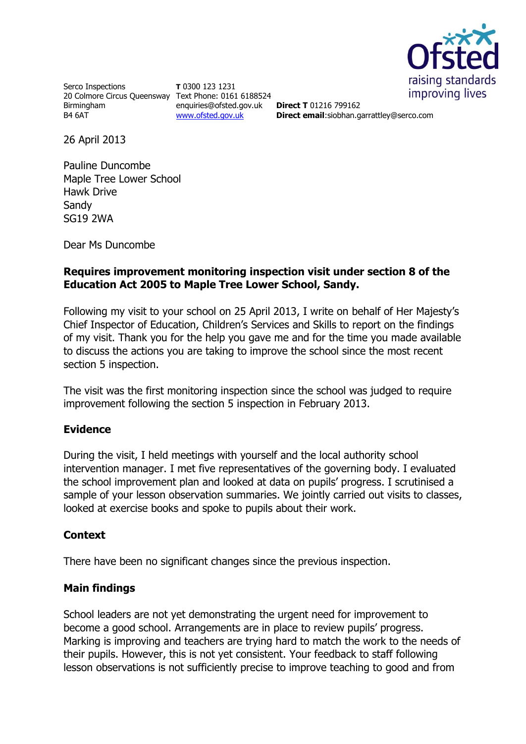Serco Inspections
20 Colmore Circus Queensway
Birmingham
B4 6AT

**T** 0300 123 1231
Text Phone: 0161 6188524
enquiries@ofsted.gov.uk
www.ofsted.gov.uk

**Direct T** 01216 799162
**Direct email**:siobhan.garrattley@serco.com

26 April 2013

Pauline Duncombe
Maple Tree Lower School
Hawk Drive
Sandy
SG19 2WA

Dear Ms Duncombe

**Requires improvement monitoring inspection visit under section 8 of the Education Act 2005 to Maple Tree Lower School, Sandy.**

Following my visit to your school on 25 April 2013, I write on behalf of Her Majesty's Chief Inspector of Education, Children's Services and Skills to report on the findings of my visit. Thank you for the help you gave me and for the time you made available to discuss the actions you are taking to improve the school since the most recent section 5 inspection.

The visit was the first monitoring inspection since the school was judged to require improvement following the section 5 inspection in February 2013.

## Evidence

During the visit, I held meetings with yourself and the local authority school intervention manager. I met five representatives of the governing body. I evaluated the school improvement plan and looked at data on pupils' progress. I scrutinised a sample of your lesson observation summaries. We jointly carried out visits to classes, looked at exercise books and spoke to pupils about their work.

## Context

There have been no significant changes since the previous inspection.

## Main findings

School leaders are not yet demonstrating the urgent need for improvement to become a good school. Arrangements are in place to review pupils' progress. Marking is improving and teachers are trying hard to match the work to the needs of their pupils. However, this is not yet consistent. Your feedback to staff following lesson observations is not sufficiently precise to improve teaching to good and from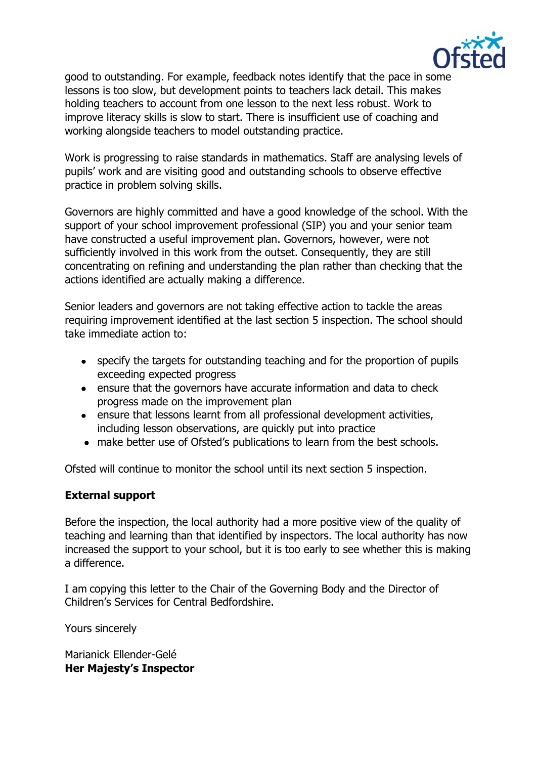good to outstanding. For example, feedback notes identify that the pace in some lessons is too slow, but development points to teachers lack detail. This makes holding teachers to account from one lesson to the next less robust. Work to improve literacy skills is slow to start. There is insufficient use of coaching and working alongside teachers to model outstanding practice.

Work is progressing to raise standards in mathematics. Staff are analysing levels of pupils' work and are visiting good and outstanding schools to observe effective practice in problem solving skills.

Governors are highly committed and have a good knowledge of the school. With the support of your school improvement professional (SIP) you and your senior team have constructed a useful improvement plan. Governors, however, were not sufficiently involved in this work from the outset. Consequently, they are still concentrating on refining and understanding the plan rather than checking that the actions identified are actually making a difference.

Senior leaders and governors are not taking effective action to tackle the areas requiring improvement identified at the last section 5 inspection. The school should take immediate action to:

- specify the targets for outstanding teaching and for the proportion of pupils exceeding expected progress
- ensure that the governors have accurate information and data to check progress made on the improvement plan
- ensure that lessons learnt from all professional development activities, including lesson observations, are quickly put into practice
- make better use of Ofsted's publications to learn from the best schools.

Ofsted will continue to monitor the school until its next section 5 inspection.

**External support**

Before the inspection, the local authority had a more positive view of the quality of teaching and learning than that identified by inspectors. The local authority has now increased the support to your school, but it is too early to see whether this is making a difference.

I am copying this letter to the Chair of the Governing Body and the Director of Children's Services for Central Bedfordshire.

Yours sincerely

Marianick Ellender-Gelé
**Her Majesty's Inspector**